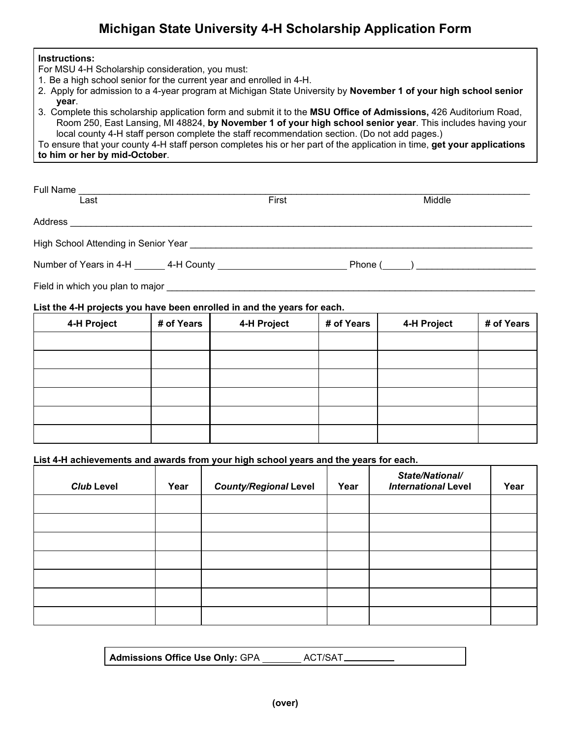# Michigan State University 4-H Scholarship Application Form

**Instructions:**
For MSU 4-H Scholarship consideration, you must:

1. Be a high school senior for the current year and enrolled in 4-H.
2. Apply for admission to a 4-year program at Michigan State University by **November 1 of your high school senior year**.
3. Complete this scholarship application form and submit it to the **MSU Office of Admissions,** 426 Auditorium Road, Room 250, East Lansing, MI 48824, **by November 1 of your high school senior year**. This includes having your local county 4-H staff person complete the staff recommendation section. (Do not add pages.)

To ensure that your county 4-H staff person completes his or her part of the application in time, **get your applications to him or her by mid-October**.

Full Name ______________________________________________________________
Last                                        First                                        Middle

Address ________________________________________________________________

High School Attending in Senior Year ______________________________________________

Number of Years in 4-H ______ 4-H County ________________________ Phone (_____) ______________________

Field in which you plan to major ___________________________________________________

**List the 4-H projects you have been enrolled in and the years for each.**

| 4-H Project | # of Years | 4-H Project | # of Years | 4-H Project | # of Years |
|---|---|---|---|---|---|
| | | | | | |
| | | | | | |
| | | | | | |
| | | | | | |
| | | | | | |
| | | | | | |

**List 4-H achievements and awards from your high school years and the years for each.**

| *Club* Level | Year | *County/Regional* Level | Year | *State/National/ International* Level | Year |
|---|---|---|---|---|---|
| | | | | | |
| | | | | | |
| | | | | | |
| | | | | | |
| | | | | | |
| | | | | | |
| | | | | | |

**Admissions Office Use Only:** GPA _______ ACT/SAT _________

**(over)**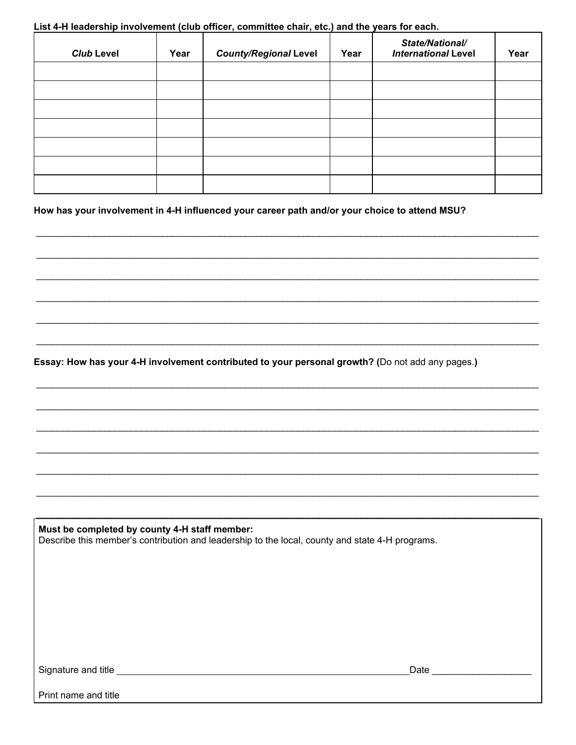**List 4-H leadership involvement (club officer, committee chair, etc.) and the years for each.**

| ***Club* Level** | **Year** | ***County/Regional* Level** | **Year** | ***State/National/ International* Level** | **Year** |
|---|---|---|---|---|---|
| | | | | | |
| | | | | | |
| | | | | | |
| | | | | | |
| | | | | | |
| | | | | | |
| | | | | | |

**How has your involvement in 4-H influenced your career path and/or your choice to attend MSU?**

\_\_\_\_\_\_\_\_\_\_\_\_\_\_\_\_\_\_\_\_\_\_\_\_\_\_\_\_\_\_\_\_\_\_\_\_\_\_\_\_\_\_\_\_\_\_\_\_\_\_\_\_\_\_\_\_\_\_\_\_\_\_\_\_\_\_\_\_\_\_\_\_\_\_\_\_\_\_

\_\_\_\_\_\_\_\_\_\_\_\_\_\_\_\_\_\_\_\_\_\_\_\_\_\_\_\_\_\_\_\_\_\_\_\_\_\_\_\_\_\_\_\_\_\_\_\_\_\_\_\_\_\_\_\_\_\_\_\_\_\_\_\_\_\_\_\_\_\_\_\_\_\_\_\_\_\_

\_\_\_\_\_\_\_\_\_\_\_\_\_\_\_\_\_\_\_\_\_\_\_\_\_\_\_\_\_\_\_\_\_\_\_\_\_\_\_\_\_\_\_\_\_\_\_\_\_\_\_\_\_\_\_\_\_\_\_\_\_\_\_\_\_\_\_\_\_\_\_\_\_\_\_\_\_\_

\_\_\_\_\_\_\_\_\_\_\_\_\_\_\_\_\_\_\_\_\_\_\_\_\_\_\_\_\_\_\_\_\_\_\_\_\_\_\_\_\_\_\_\_\_\_\_\_\_\_\_\_\_\_\_\_\_\_\_\_\_\_\_\_\_\_\_\_\_\_\_\_\_\_\_\_\_\_

\_\_\_\_\_\_\_\_\_\_\_\_\_\_\_\_\_\_\_\_\_\_\_\_\_\_\_\_\_\_\_\_\_\_\_\_\_\_\_\_\_\_\_\_\_\_\_\_\_\_\_\_\_\_\_\_\_\_\_\_\_\_\_\_\_\_\_\_\_\_\_\_\_\_\_\_\_\_

\_\_\_\_\_\_\_\_\_\_\_\_\_\_\_\_\_\_\_\_\_\_\_\_\_\_\_\_\_\_\_\_\_\_\_\_\_\_\_\_\_\_\_\_\_\_\_\_\_\_\_\_\_\_\_\_\_\_\_\_\_\_\_\_\_\_\_\_\_\_\_\_\_\_\_\_\_\_

**Essay: How has your 4-H involvement contributed to your personal growth? (**Do not add any pages.**)**

\_\_\_\_\_\_\_\_\_\_\_\_\_\_\_\_\_\_\_\_\_\_\_\_\_\_\_\_\_\_\_\_\_\_\_\_\_\_\_\_\_\_\_\_\_\_\_\_\_\_\_\_\_\_\_\_\_\_\_\_\_\_\_\_\_\_\_\_\_\_\_\_\_\_\_\_\_\_

\_\_\_\_\_\_\_\_\_\_\_\_\_\_\_\_\_\_\_\_\_\_\_\_\_\_\_\_\_\_\_\_\_\_\_\_\_\_\_\_\_\_\_\_\_\_\_\_\_\_\_\_\_\_\_\_\_\_\_\_\_\_\_\_\_\_\_\_\_\_\_\_\_\_\_\_\_\_

\_\_\_\_\_\_\_\_\_\_\_\_\_\_\_\_\_\_\_\_\_\_\_\_\_\_\_\_\_\_\_\_\_\_\_\_\_\_\_\_\_\_\_\_\_\_\_\_\_\_\_\_\_\_\_\_\_\_\_\_\_\_\_\_\_\_\_\_\_\_\_\_\_\_\_\_\_\_

\_\_\_\_\_\_\_\_\_\_\_\_\_\_\_\_\_\_\_\_\_\_\_\_\_\_\_\_\_\_\_\_\_\_\_\_\_\_\_\_\_\_\_\_\_\_\_\_\_\_\_\_\_\_\_\_\_\_\_\_\_\_\_\_\_\_\_\_\_\_\_\_\_\_\_\_\_\_

\_\_\_\_\_\_\_\_\_\_\_\_\_\_\_\_\_\_\_\_\_\_\_\_\_\_\_\_\_\_\_\_\_\_\_\_\_\_\_\_\_\_\_\_\_\_\_\_\_\_\_\_\_\_\_\_\_\_\_\_\_\_\_\_\_\_\_\_\_\_\_\_\_\_\_\_\_\_

\_\_\_\_\_\_\_\_\_\_\_\_\_\_\_\_\_\_\_\_\_\_\_\_\_\_\_\_\_\_\_\_\_\_\_\_\_\_\_\_\_\_\_\_\_\_\_\_\_\_\_\_\_\_\_\_\_\_\_\_\_\_\_\_\_\_\_\_\_\_\_\_\_\_\_\_\_\_

\_\_\_\_\_\_\_\_\_\_\_\_\_\_\_\_\_\_\_\_\_\_\_\_\_\_\_\_\_\_\_\_\_\_\_\_\_\_\_\_\_\_\_\_\_\_\_\_\_\_\_\_\_\_\_\_\_\_\_\_\_\_\_\_\_\_\_\_\_\_\_\_\_\_\_\_\_\_

**Must be completed by county 4-H staff member:**
Describe this member's contribution and leadership to the local, county and state 4-H programs.

Signature and title \_\_\_\_\_\_\_\_\_\_\_\_\_\_\_\_\_\_\_\_\_\_\_\_\_\_\_\_\_\_\_\_\_\_\_\_\_\_\_\_\_\_\_\_\_\_\_\_\_\_\_\_\_\_\_\_Date \_\_\_\_\_\_\_\_\_\_\_\_\_\_\_\_\_\_\_

Print name and title